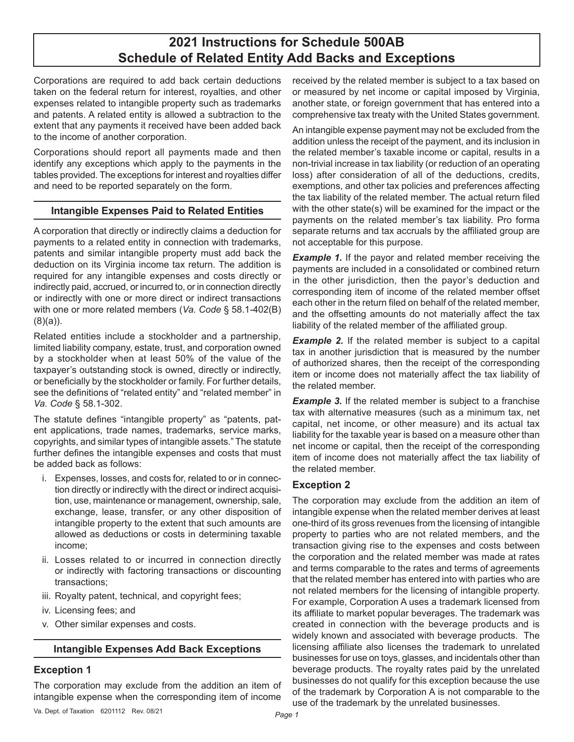# 2021 Instructions for Schedule 500AB
# Schedule of Related Entity Add Backs and Exceptions

Corporations are required to add back certain deductions taken on the federal return for interest, royalties, and other expenses related to intangible property such as trademarks and patents. A related entity is allowed a subtraction to the extent that any payments it received have been added back to the income of another corporation.

Corporations should report all payments made and then identify any exceptions which apply to the payments in the tables provided. The exceptions for interest and royalties differ and need to be reported separately on the form.

## Intangible Expenses Paid to Related Entities

A corporation that directly or indirectly claims a deduction for payments to a related entity in connection with trademarks, patents and similar intangible property must add back the deduction on its Virginia income tax return. The addition is required for any intangible expenses and costs directly or indirectly paid, accrued, or incurred to, or in connection directly or indirectly with one or more direct or indirect transactions with one or more related members (*Va. Code* § 58.1-402(B)(8)(a)).

Related entities include a stockholder and a partnership, limited liability company, estate, trust, and corporation owned by a stockholder when at least 50% of the value of the taxpayer's outstanding stock is owned, directly or indirectly, or beneficially by the stockholder or family. For further details, see the definitions of "related entity" and "related member" in *Va. Code* § 58.1-302.

The statute defines "intangible property" as "patents, patent applications, trade names, trademarks, service marks, copyrights, and similar types of intangible assets." The statute further defines the intangible expenses and costs that must be added back as follows:

i. Expenses, losses, and costs for, related to or in connection directly or indirectly with the direct or indirect acquisition, use, maintenance or management, ownership, sale, exchange, lease, transfer, or any other disposition of intangible property to the extent that such amounts are allowed as deductions or costs in determining taxable income;

ii. Losses related to or incurred in connection directly or indirectly with factoring transactions or discounting transactions;

iii. Royalty patent, technical, and copyright fees;

iv. Licensing fees; and

v. Other similar expenses and costs.

## Intangible Expenses Add Back Exceptions

### Exception 1

The corporation may exclude from the addition an item of intangible expense when the corresponding item of income received by the related member is subject to a tax based on or measured by net income or capital imposed by Virginia, another state, or foreign government that has entered into a comprehensive tax treaty with the United States government.

An intangible expense payment may not be excluded from the addition unless the receipt of the payment, and its inclusion in the related member's taxable income or capital, results in a non-trivial increase in tax liability (or reduction of an operating loss) after consideration of all of the deductions, credits, exemptions, and other tax policies and preferences affecting the tax liability of the related member. The actual return filed with the other state(s) will be examined for the impact or the payments on the related member's tax liability. Pro forma separate returns and tax accruals by the affiliated group are not acceptable for this purpose.

***Example 1.*** If the payor and related member receiving the payments are included in a consolidated or combined return in the other jurisdiction, then the payor's deduction and corresponding item of income of the related member offset each other in the return filed on behalf of the related member, and the offsetting amounts do not materially affect the tax liability of the related member of the affiliated group.

***Example 2.*** If the related member is subject to a capital tax in another jurisdiction that is measured by the number of authorized shares, then the receipt of the corresponding item or income does not materially affect the tax liability of the related member.

***Example 3.*** If the related member is subject to a franchise tax with alternative measures (such as a minimum tax, net capital, net income, or other measure) and its actual tax liability for the taxable year is based on a measure other than net income or capital, then the receipt of the corresponding item of income does not materially affect the tax liability of the related member.

### Exception 2

The corporation may exclude from the addition an item of intangible expense when the related member derives at least one-third of its gross revenues from the licensing of intangible property to parties who are not related members, and the transaction giving rise to the expenses and costs between the corporation and the related member was made at rates and terms comparable to the rates and terms of agreements that the related member has entered into with parties who are not related members for the licensing of intangible property. For example, Corporation A uses a trademark licensed from its affiliate to market popular beverages. The trademark was created in connection with the beverage products and is widely known and associated with beverage products. The licensing affiliate also licenses the trademark to unrelated businesses for use on toys, glasses, and incidentals other than beverage products. The royalty rates paid by the unrelated businesses do not qualify for this exception because the use of the trademark by Corporation A is not comparable to the use of the trademark by the unrelated businesses.

Va. Dept. of Taxation 6201112 Rev. 08/21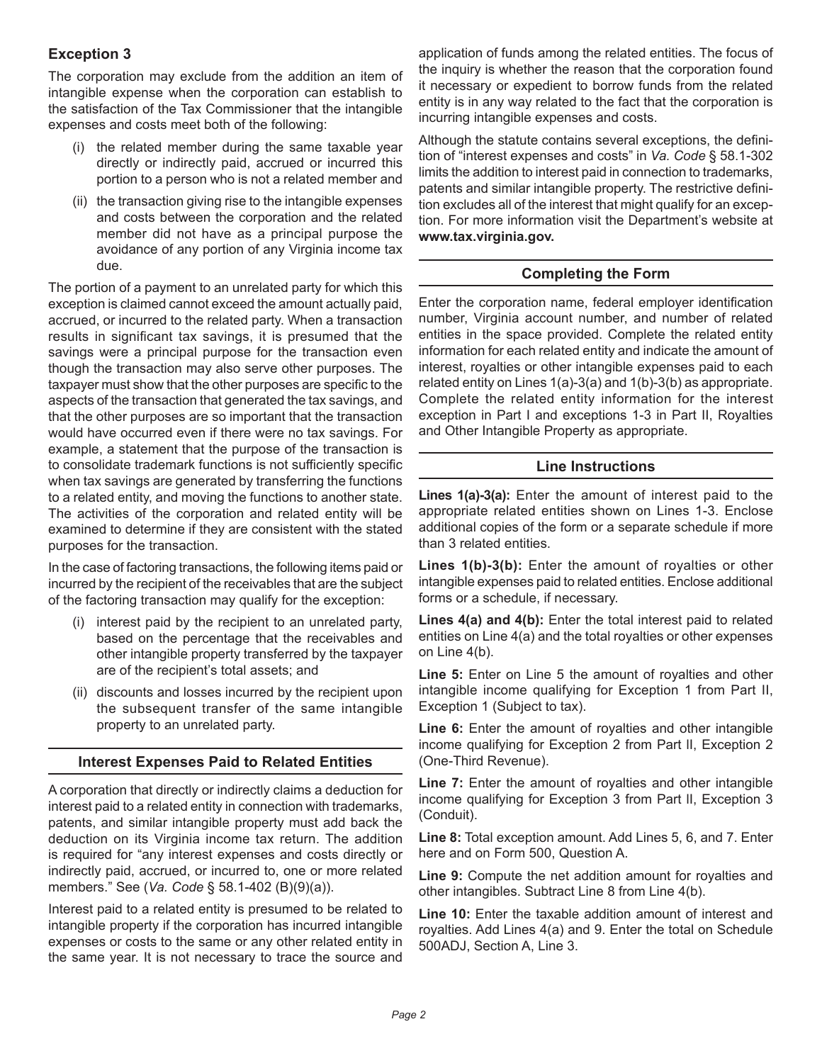### Exception 3

The corporation may exclude from the addition an item of intangible expense when the corporation can establish to the satisfaction of the Tax Commissioner that the intangible expenses and costs meet both of the following:

(i) the related member during the same taxable year directly or indirectly paid, accrued or incurred this portion to a person who is not a related member and

(ii) the transaction giving rise to the intangible expenses and costs between the corporation and the related member did not have as a principal purpose the avoidance of any portion of any Virginia income tax due.

The portion of a payment to an unrelated party for which this exception is claimed cannot exceed the amount actually paid, accrued, or incurred to the related party. When a transaction results in significant tax savings, it is presumed that the savings were a principal purpose for the transaction even though the transaction may also serve other purposes. The taxpayer must show that the other purposes are specific to the aspects of the transaction that generated the tax savings, and that the other purposes are so important that the transaction would have occurred even if there were no tax savings. For example, a statement that the purpose of the transaction is to consolidate trademark functions is not sufficiently specific when tax savings are generated by transferring the functions to a related entity, and moving the functions to another state. The activities of the corporation and related entity will be examined to determine if they are consistent with the stated purposes for the transaction.

In the case of factoring transactions, the following items paid or incurred by the recipient of the receivables that are the subject of the factoring transaction may qualify for the exception:

(i) interest paid by the recipient to an unrelated party, based on the percentage that the receivables and other intangible property transferred by the taxpayer are of the recipient's total assets; and

(ii) discounts and losses incurred by the recipient upon the subsequent transfer of the same intangible property to an unrelated party.

## Interest Expenses Paid to Related Entities

A corporation that directly or indirectly claims a deduction for interest paid to a related entity in connection with trademarks, patents, and similar intangible property must add back the deduction on its Virginia income tax return. The addition is required for "any interest expenses and costs directly or indirectly paid, accrued, or incurred to, one or more related members." See (*Va. Code* § 58.1-402 (B)(9)(a)).

Interest paid to a related entity is presumed to be related to intangible property if the corporation has incurred intangible expenses or costs to the same or any other related entity in the same year. It is not necessary to trace the source and application of funds among the related entities. The focus of the inquiry is whether the reason that the corporation found it necessary or expedient to borrow funds from the related entity is in any way related to the fact that the corporation is incurring intangible expenses and costs.

Although the statute contains several exceptions, the definition of "interest expenses and costs" in *Va. Code* § 58.1-302 limits the addition to interest paid in connection to trademarks, patents and similar intangible property. The restrictive definition excludes all of the interest that might qualify for an exception. For more information visit the Department's website at **www.tax.virginia.gov.**

## Completing the Form

Enter the corporation name, federal employer identification number, Virginia account number, and number of related entities in the space provided. Complete the related entity information for each related entity and indicate the amount of interest, royalties or other intangible expenses paid to each related entity on Lines 1(a)-3(a) and 1(b)-3(b) as appropriate. Complete the related entity information for the interest exception in Part I and exceptions 1-3 in Part II, Royalties and Other Intangible Property as appropriate.

## Line Instructions

**Lines 1(a)-3(a):** Enter the amount of interest paid to the appropriate related entities shown on Lines 1-3. Enclose additional copies of the form or a separate schedule if more than 3 related entities.

**Lines 1(b)-3(b):** Enter the amount of royalties or other intangible expenses paid to related entities. Enclose additional forms or a schedule, if necessary.

**Lines 4(a) and 4(b):** Enter the total interest paid to related entities on Line 4(a) and the total royalties or other expenses on Line 4(b).

**Line 5:** Enter on Line 5 the amount of royalties and other intangible income qualifying for Exception 1 from Part II, Exception 1 (Subject to tax).

**Line 6:** Enter the amount of royalties and other intangible income qualifying for Exception 2 from Part II, Exception 2 (One-Third Revenue).

**Line 7:** Enter the amount of royalties and other intangible income qualifying for Exception 3 from Part II, Exception 3 (Conduit).

**Line 8:** Total exception amount. Add Lines 5, 6, and 7. Enter here and on Form 500, Question A.

**Line 9:** Compute the net addition amount for royalties and other intangibles. Subtract Line 8 from Line 4(b).

**Line 10:** Enter the taxable addition amount of interest and royalties. Add Lines 4(a) and 9. Enter the total on Schedule 500ADJ, Section A, Line 3.